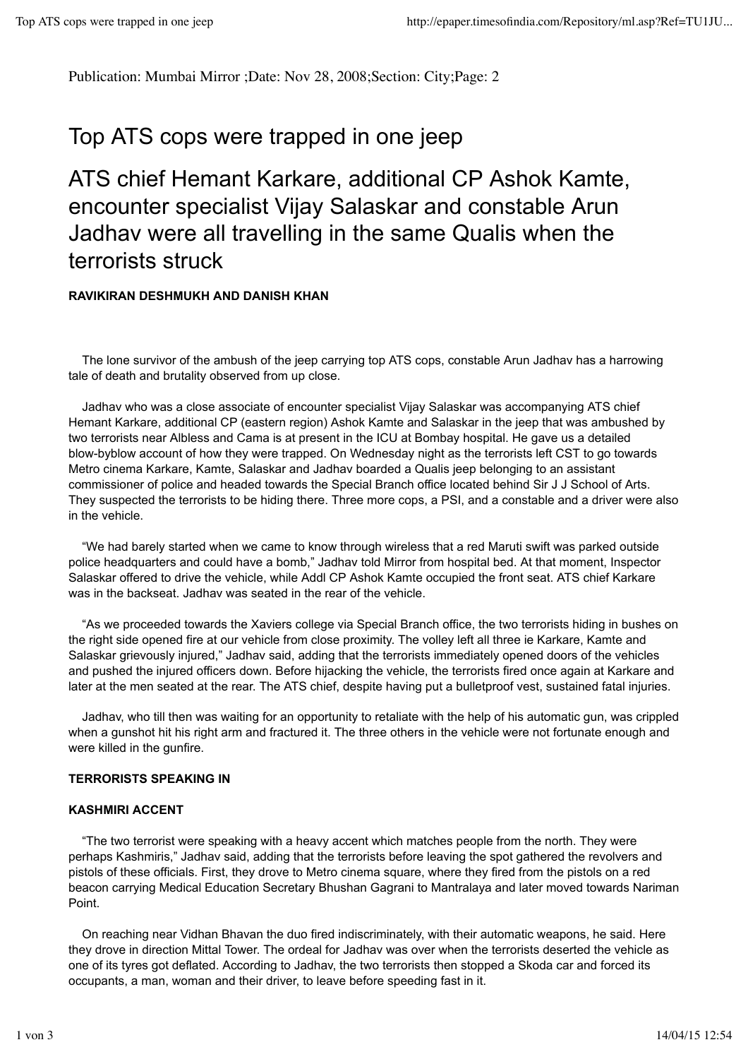Publication: Mumbai Mirror ;Date: Nov 28, 2008;Section: City;Page: 2

# Top ATS cops were trapped in one jeep

## ATS chief Hemant Karkare, additional CP Ashok Kamte, encounter specialist Vijay Salaskar and constable Arun Jadhav were all travelling in the same Qualis when the terrorists struck

**RAVIKIRAN DESHMUKH AND DANISH KHAN**

The lone survivor of the ambush of the jeep carrying top ATS cops, constable Arun Jadhav has a harrowing tale of death and brutality observed from up close.

Jadhav who was a close associate of encounter specialist Vijay Salaskar was accompanying ATS chief Hemant Karkare, additional CP (eastern region) Ashok Kamte and Salaskar in the jeep that was ambushed by two terrorists near Albless and Cama is at present in the ICU at Bombay hospital. He gave us a detailed blow-byblow account of how they were trapped. On Wednesday night as the terrorists left CST to go towards Metro cinema Karkare, Kamte, Salaskar and Jadhav boarded a Qualis jeep belonging to an assistant commissioner of police and headed towards the Special Branch office located behind Sir J J School of Arts. They suspected the terrorists to be hiding there. Three more cops, a PSI, and a constable and a driver were also in the vehicle.

"We had barely started when we came to know through wireless that a red Maruti swift was parked outside police headquarters and could have a bomb," Jadhav told Mirror from hospital bed. At that moment, Inspector Salaskar offered to drive the vehicle, while Addl CP Ashok Kamte occupied the front seat. ATS chief Karkare was in the backseat. Jadhav was seated in the rear of the vehicle.

"As we proceeded towards the Xaviers college via Special Branch office, the two terrorists hiding in bushes on the right side opened fire at our vehicle from close proximity. The volley left all three ie Karkare, Kamte and Salaskar grievously injured," Jadhav said, adding that the terrorists immediately opened doors of the vehicles and pushed the injured officers down. Before hijacking the vehicle, the terrorists fired once again at Karkare and later at the men seated at the rear. The ATS chief, despite having put a bulletproof vest, sustained fatal injuries.

Jadhav, who till then was waiting for an opportunity to retaliate with the help of his automatic gun, was crippled when a gunshot hit his right arm and fractured it. The three others in the vehicle were not fortunate enough and were killed in the gunfire.

**TERRORISTS SPEAKING IN**

**KASHMIRI ACCENT**

"The two terrorist were speaking with a heavy accent which matches people from the north. They were perhaps Kashmiris," Jadhav said, adding that the terrorists before leaving the spot gathered the revolvers and pistols of these officials. First, they drove to Metro cinema square, where they fired from the pistols on a red beacon carrying Medical Education Secretary Bhushan Gagrani to Mantralaya and later moved towards Nariman Point.

On reaching near Vidhan Bhavan the duo fired indiscriminately, with their automatic weapons, he said. Here they drove in direction Mittal Tower. The ordeal for Jadhav was over when the terrorists deserted the vehicle as one of its tyres got deflated. According to Jadhav, the two terrorists then stopped a Skoda car and forced its occupants, a man, woman and their driver, to leave before speeding fast in it.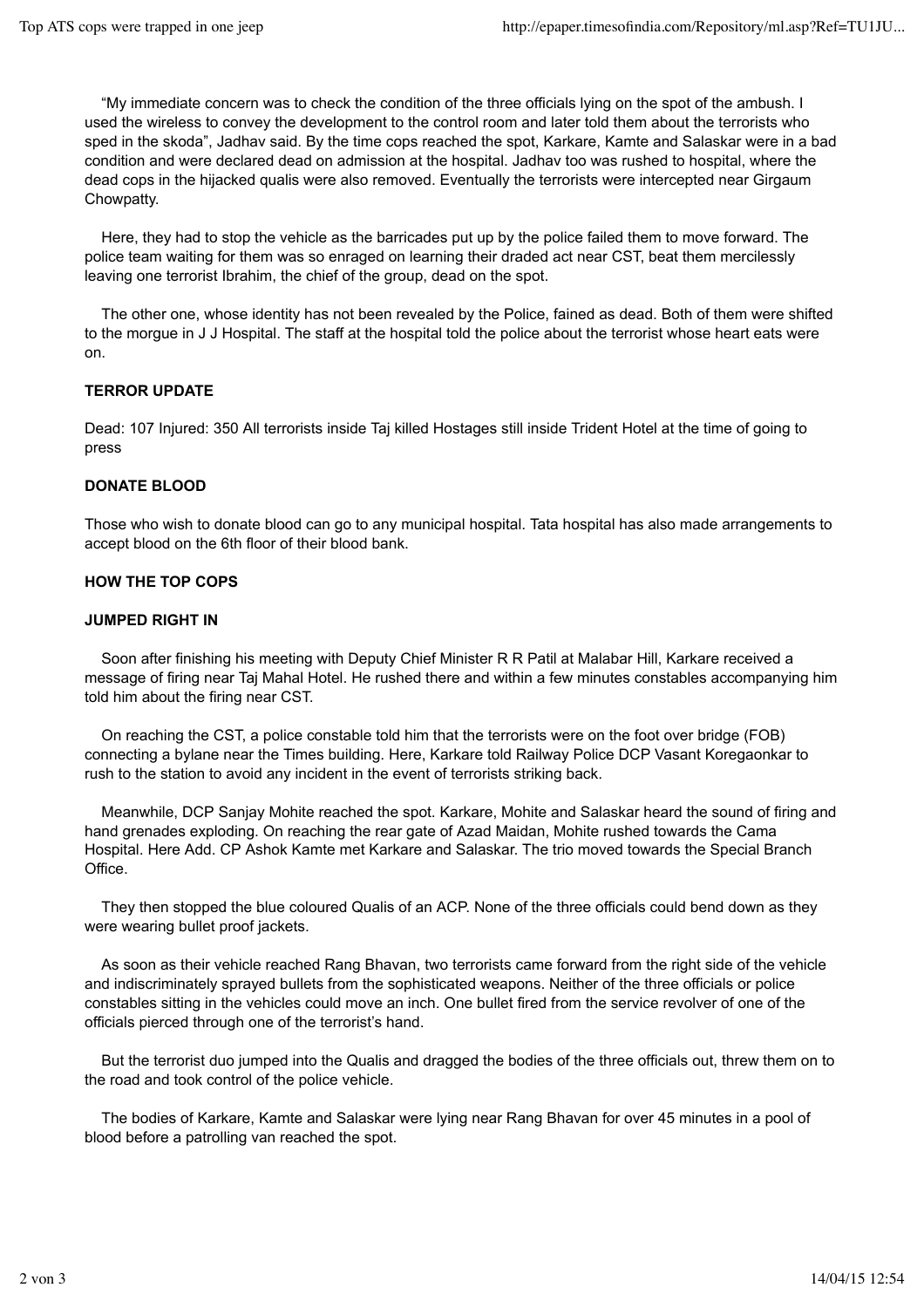"My immediate concern was to check the condition of the three officials lying on the spot of the ambush. I used the wireless to convey the development to the control room and later told them about the terrorists who sped in the skoda", Jadhav said. By the time cops reached the spot, Karkare, Kamte and Salaskar were in a bad condition and were declared dead on admission at the hospital. Jadhav too was rushed to hospital, where the dead cops in the hijacked qualis were also removed. Eventually the terrorists were intercepted near Girgaum Chowpatty.

Here, they had to stop the vehicle as the barricades put up by the police failed them to move forward. The police team waiting for them was so enraged on learning their draded act near CST, beat them mercilessly leaving one terrorist Ibrahim, the chief of the group, dead on the spot.

The other one, whose identity has not been revealed by the Police, fained as dead. Both of them were shifted to the morgue in J J Hospital. The staff at the hospital told the police about the terrorist whose heart eats were on.

**TERROR UPDATE**

Dead: 107 Injured: 350 All terrorists inside Taj killed Hostages still inside Trident Hotel at the time of going to press

**DONATE BLOOD**

Those who wish to donate blood can go to any municipal hospital. Tata hospital has also made arrangements to accept blood on the 6th floor of their blood bank.

**HOW THE TOP COPS**

**JUMPED RIGHT IN**

Soon after finishing his meeting with Deputy Chief Minister R R Patil at Malabar Hill, Karkare received a message of firing near Taj Mahal Hotel. He rushed there and within a few minutes constables accompanying him told him about the firing near CST.

On reaching the CST, a police constable told him that the terrorists were on the foot over bridge (FOB) connecting a bylane near the Times building. Here, Karkare told Railway Police DCP Vasant Koregaonkar to rush to the station to avoid any incident in the event of terrorists striking back.

Meanwhile, DCP Sanjay Mohite reached the spot. Karkare, Mohite and Salaskar heard the sound of firing and hand grenades exploding. On reaching the rear gate of Azad Maidan, Mohite rushed towards the Cama Hospital. Here Add. CP Ashok Kamte met Karkare and Salaskar. The trio moved towards the Special Branch Office.

They then stopped the blue coloured Qualis of an ACP. None of the three officials could bend down as they were wearing bullet proof jackets.

As soon as their vehicle reached Rang Bhavan, two terrorists came forward from the right side of the vehicle and indiscriminately sprayed bullets from the sophisticated weapons. Neither of the three officials or police constables sitting in the vehicles could move an inch. One bullet fired from the service revolver of one of the officials pierced through one of the terrorist's hand.

But the terrorist duo jumped into the Qualis and dragged the bodies of the three officials out, threw them on to the road and took control of the police vehicle.

The bodies of Karkare, Kamte and Salaskar were lying near Rang Bhavan for over 45 minutes in a pool of blood before a patrolling van reached the spot.